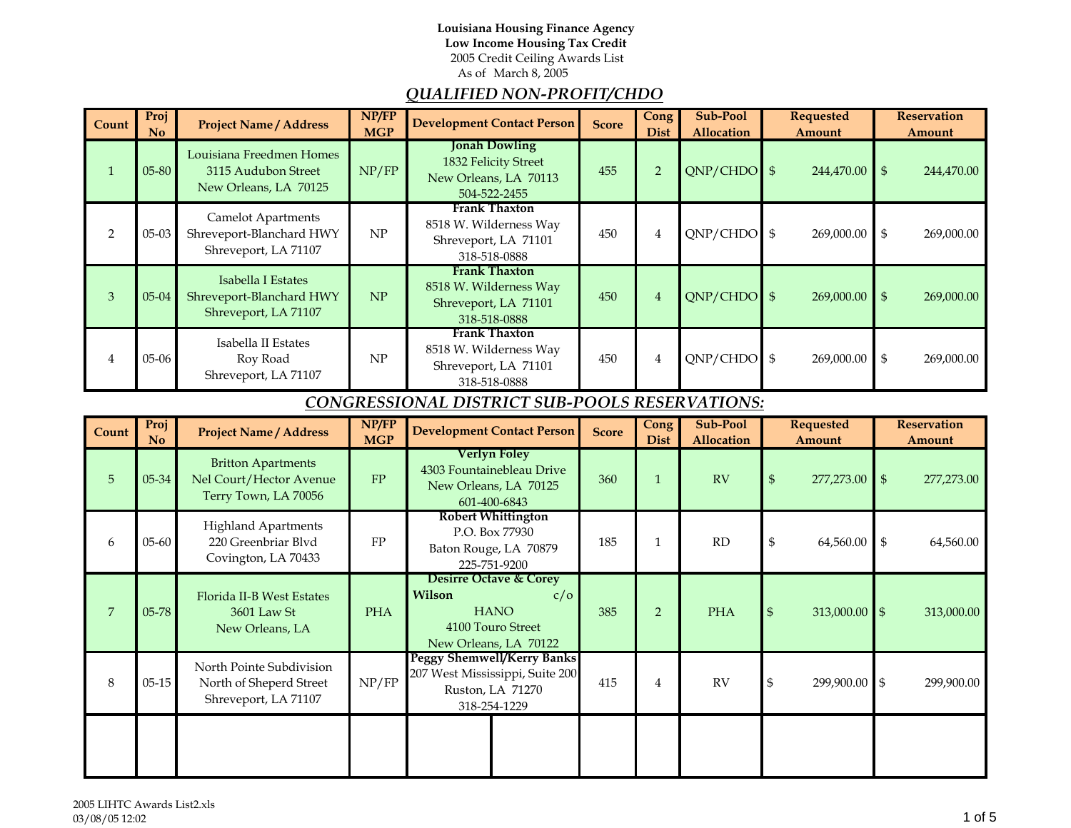**Louisiana Housing Finance Agency**
**Low Income Housing Tax Credit**
2005 Credit Ceiling Awards List
As of March 8, 2005

## *QUALIFIED NON-PROFIT/CHDO*

| Count | Proj No | Project Name / Address | NP/FP MGP | Development Contact Person | Score | Cong Dist | Sub-Pool Allocation | Requested Amount | Reservation Amount |
|---|---|---|---|---|---|---|---|---|---|
| 1 | 05-80 | Louisiana Freedmen Homes<br>3115 Audubon Street<br>New Orleans, LA 70125 | NP/FP | **Jonah Dowling**<br>1832 Felicity Street<br>New Orleans, LA 70113<br>504-522-2455 | 455 | 2 | QNP/CHDO | $ 244,470.00 | $ 244,470.00 |
| 2 | 05-03 | Camelot Apartments<br>Shreveport-Blanchard HWY<br>Shreveport, LA 71107 | NP | **Frank Thaxton**<br>8518 W. Wilderness Way<br>Shreveport, LA 71101<br>318-518-0888 | 450 | 4 | QNP/CHDO | $ 269,000.00 | $ 269,000.00 |
| 3 | 05-04 | Isabella I Estates<br>Shreveport-Blanchard HWY<br>Shreveport, LA 71107 | NP | **Frank Thaxton**<br>8518 W. Wilderness Way<br>Shreveport, LA 71101<br>318-518-0888 | 450 | 4 | QNP/CHDO | $ 269,000.00 | $ 269,000.00 |
| 4 | 05-06 | Isabella II Estates<br>Roy Road<br>Shreveport, LA 71107 | NP | **Frank Thaxton**<br>8518 W. Wilderness Way<br>Shreveport, LA 71101<br>318-518-0888 | 450 | 4 | QNP/CHDO | $ 269,000.00 | $ 269,000.00 |

## *CONGRESSIONAL DISTRICT SUB-POOLS RESERVATIONS:*

| Count | Proj No | Project Name / Address | NP/FP MGP | Development Contact Person | Score | Cong Dist | Sub-Pool Allocation | Requested Amount | Reservation Amount |
|---|---|---|---|---|---|---|---|---|---|
| 5 | 05-34 | Britton Apartments<br>Nel Court/Hector Avenue<br>Terry Town, LA 70056 | FP | **Verlyn Foley**<br>4303 Fountainebleau Drive<br>New Orleans, LA 70125<br>601-400-6843 | 360 | 1 | RV | $ 277,273.00 | $ 277,273.00 |
| 6 | 05-60 | Highland Apartments<br>220 Greenbriar Blvd<br>Covington, LA 70433 | FP | **Robert Whittington**<br>P.O. Box 77930<br>Baton Rouge, LA 70879<br>225-751-9200 | 185 | 1 | RD | $ 64,560.00 | $ 64,560.00 |
| 7 | 05-78 | Florida II-B West Estates<br>3601 Law St<br>New Orleans, LA | PHA | **Desirre Octave & Corey Wilson** c/o<br>HANO<br>4100 Touro Street<br>New Orleans, LA 70122 | 385 | 2 | PHA | $ 313,000.00 | $ 313,000.00 |
| 8 | 05-15 | North Pointe Subdivision<br>North of Sheperd Street<br>Shreveport, LA 71107 | NP/FP | **Peggy Shemwell/Kerry Banks**<br>207 West Mississippi, Suite 200<br>Ruston, LA 71270<br>318-254-1229 | 415 | 4 | RV | $ 299,900.00 | $ 299,900.00 |
| | | | | | | | | | |

2005 LIHTC Awards List2.xls
03/08/05 12:02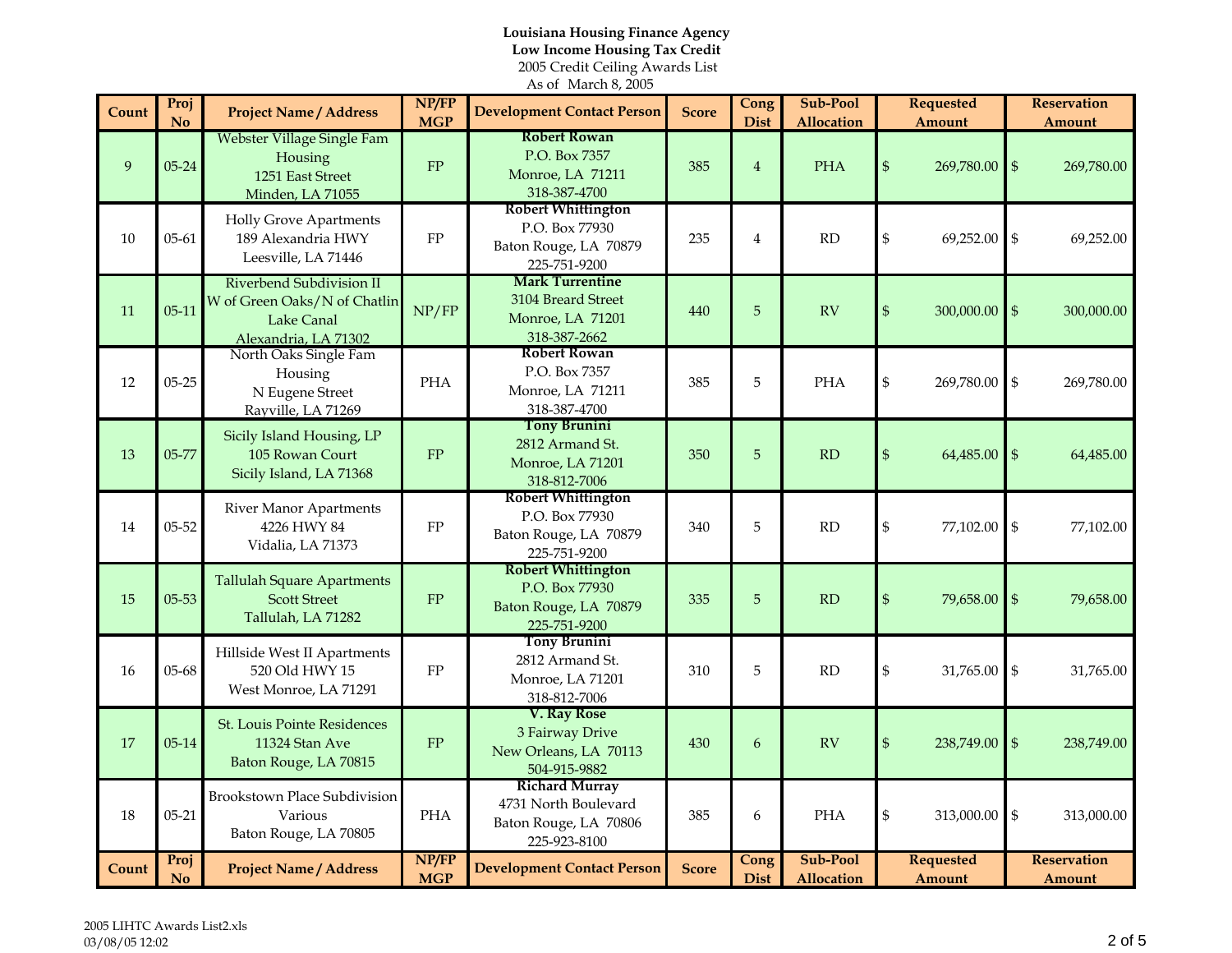**Louisiana Housing Finance Agency**
**Low Income Housing Tax Credit**
2005 Credit Ceiling Awards List
As of March 8, 2005

| Count | Proj No | Project Name / Address | NP/FP MGP | Development Contact Person | Score | Cong Dist | Sub-Pool Allocation | Requested Amount | Reservation Amount |
|---|---|---|---|---|---|---|---|---|---|
| 9 | 05-24 | Webster Village Single Fam Housing<br>1251 East Street<br>Minden, LA 71055 | FP | **Robert Rowan**<br>P.O. Box 7357<br>Monroe, LA 71211<br>318-387-4700 | 385 | 4 | PHA | $ 269,780.00 | $ 269,780.00 |
| 10 | 05-61 | Holly Grove Apartments<br>189 Alexandria HWY<br>Leesville, LA 71446 | FP | **Robert Whittington**<br>P.O. Box 77930<br>Baton Rouge, LA 70879<br>225-751-9200 | 235 | 4 | RD | $ 69,252.00 | $ 69,252.00 |
| 11 | 05-11 | Riverbend Subdivision II<br>W of Green Oaks/N of Chatlin Lake Canal<br>Alexandria, LA 71302 | NP/FP | **Mark Turrentine**<br>3104 Breard Street<br>Monroe, LA 71201<br>318-387-2662 | 440 | 5 | RV | $ 300,000.00 | $ 300,000.00 |
| 12 | 05-25 | North Oaks Single Fam Housing<br>N Eugene Street<br>Rayville, LA 71269 | PHA | **Robert Rowan**<br>P.O. Box 7357<br>Monroe, LA 71211<br>318-387-4700 | 385 | 5 | PHA | $ 269,780.00 | $ 269,780.00 |
| 13 | 05-77 | Sicily Island Housing, LP<br>105 Rowan Court<br>Sicily Island, LA 71368 | FP | **Tony Brunini**<br>2812 Armand St.<br>Monroe, LA 71201<br>318-812-7006 | 350 | 5 | RD | $ 64,485.00 | $ 64,485.00 |
| 14 | 05-52 | River Manor Apartments<br>4226 HWY 84<br>Vidalia, LA 71373 | FP | **Robert Whittington**<br>P.O. Box 77930<br>Baton Rouge, LA 70879<br>225-751-9200 | 340 | 5 | RD | $ 77,102.00 | $ 77,102.00 |
| 15 | 05-53 | Tallulah Square Apartments<br>Scott Street<br>Tallulah, LA 71282 | FP | **Robert Whittington**<br>P.O. Box 77930<br>Baton Rouge, LA 70879<br>225-751-9200 | 335 | 5 | RD | $ 79,658.00 | $ 79,658.00 |
| 16 | 05-68 | Hillside West II Apartments<br>520 Old HWY 15<br>West Monroe, LA 71291 | FP | **Tony Brunini**<br>2812 Armand St.<br>Monroe, LA 71201<br>318-812-7006 | 310 | 5 | RD | $ 31,765.00 | $ 31,765.00 |
| 17 | 05-14 | St. Louis Pointe Residences<br>11324 Stan Ave<br>Baton Rouge, LA 70815 | FP | **V. Ray Rose**<br>3 Fairway Drive<br>New Orleans, LA 70113<br>504-915-9882 | 430 | 6 | RV | $ 238,749.00 | $ 238,749.00 |
| 18 | 05-21 | Brookstown Place Subdivision<br>Various<br>Baton Rouge, LA 70805 | PHA | **Richard Murray**<br>4731 North Boulevard<br>Baton Rouge, LA 70806<br>225-923-8100 | 385 | 6 | PHA | $ 313,000.00 | $ 313,000.00 |
| **Count** | **Proj No** | **Project Name / Address** | **NP/FP MGP** | **Development Contact Person** | **Score** | **Cong Dist** | **Sub-Pool Allocation** | **Requested Amount** | **Reservation Amount** |

2005 LIHTC Awards List2.xls
03/08/05 12:02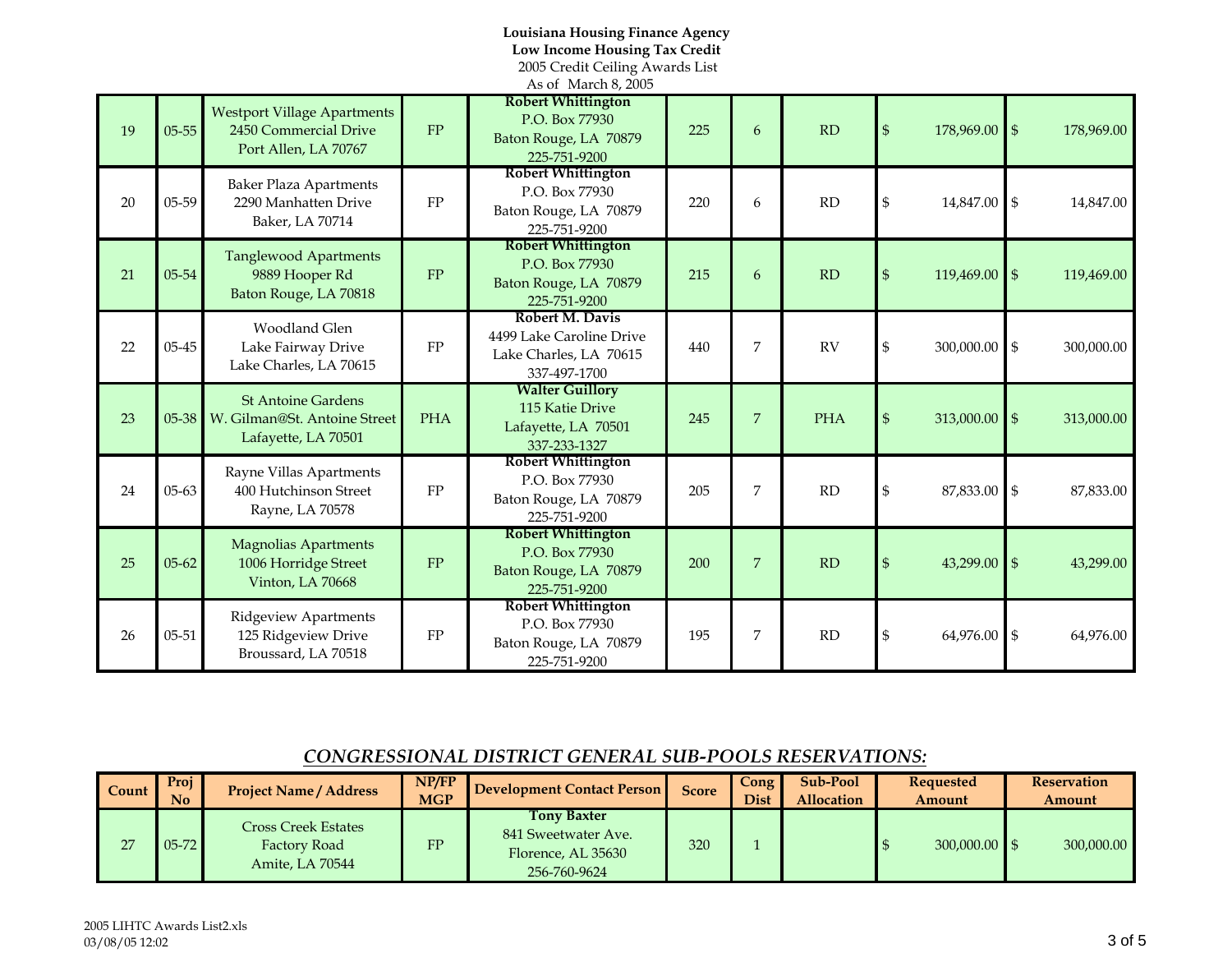**Louisiana Housing Finance Agency**
**Low Income Housing Tax Credit**
2005 Credit Ceiling Awards List
As of March 8, 2005

| Count | Proj No | Project Name / Address | NP/FP MGP | Development Contact Person | Score | Cong Dist | Sub-Pool Allocation | Requested Amount | Reservation Amount |
|---|---|---|---|---|---|---|---|---|---|
| 19 | 05-55 | Westport Village Apartments<br>2450 Commercial Drive<br>Port Allen, LA 70767 | FP | **Robert Whittington**<br>P.O. Box 77930<br>Baton Rouge, LA 70879<br>225-751-9200 | 225 | 6 | RD | $ 178,969.00 | $ 178,969.00 |
| 20 | 05-59 | Baker Plaza Apartments<br>2290 Manhatten Drive<br>Baker, LA 70714 | FP | **Robert Whittington**<br>P.O. Box 77930<br>Baton Rouge, LA 70879<br>225-751-9200 | 220 | 6 | RD | $ 14,847.00 | $ 14,847.00 |
| 21 | 05-54 | Tanglewood Apartments<br>9889 Hooper Rd<br>Baton Rouge, LA 70818 | FP | **Robert Whittington**<br>P.O. Box 77930<br>Baton Rouge, LA 70879<br>225-751-9200 | 215 | 6 | RD | $ 119,469.00 | $ 119,469.00 |
| 22 | 05-45 | Woodland Glen<br>Lake Fairway Drive<br>Lake Charles, LA 70615 | FP | **Robert M. Davis**<br>4499 Lake Caroline Drive<br>Lake Charles, LA 70615<br>337-497-1700 | 440 | 7 | RV | $ 300,000.00 | $ 300,000.00 |
| 23 | 05-38 | St Antoine Gardens<br>W. Gilman@St. Antoine Street<br>Lafayette, LA 70501 | PHA | **Walter Guillory**<br>115 Katie Drive<br>Lafayette, LA 70501<br>337-233-1327 | 245 | 7 | PHA | $ 313,000.00 | $ 313,000.00 |
| 24 | 05-63 | Rayne Villas Apartments<br>400 Hutchinson Street<br>Rayne, LA 70578 | FP | **Robert Whittington**<br>P.O. Box 77930<br>Baton Rouge, LA 70879<br>225-751-9200 | 205 | 7 | RD | $ 87,833.00 | $ 87,833.00 |
| 25 | 05-62 | Magnolias Apartments<br>1006 Horridge Street<br>Vinton, LA 70668 | FP | **Robert Whittington**<br>P.O. Box 77930<br>Baton Rouge, LA 70879<br>225-751-9200 | 200 | 7 | RD | $ 43,299.00 | $ 43,299.00 |
| 26 | 05-51 | Ridgeview Apartments<br>125 Ridgeview Drive<br>Broussard, LA 70518 | FP | **Robert Whittington**<br>P.O. Box 77930<br>Baton Rouge, LA 70879<br>225-751-9200 | 195 | 7 | RD | $ 64,976.00 | $ 64,976.00 |

## *CONGRESSIONAL DISTRICT GENERAL SUB-POOLS RESERVATIONS:*

| Count | Proj No | Project Name / Address | NP/FP MGP | Development Contact Person | Score | Cong Dist | Sub-Pool Allocation | Requested Amount | Reservation Amount |
|---|---|---|---|---|---|---|---|---|---|
| 27 | 05-72 | Cross Creek Estates<br>Factory Road<br>Amite, LA 70544 | FP | **Tony Baxter**<br>841 Sweetwater Ave.<br>Florence, AL 35630<br>256-760-9624 | 320 | 1 | | $ 300,000.00 | $ 300,000.00 |

2005 LIHTC Awards List2.xls
03/08/05 12:02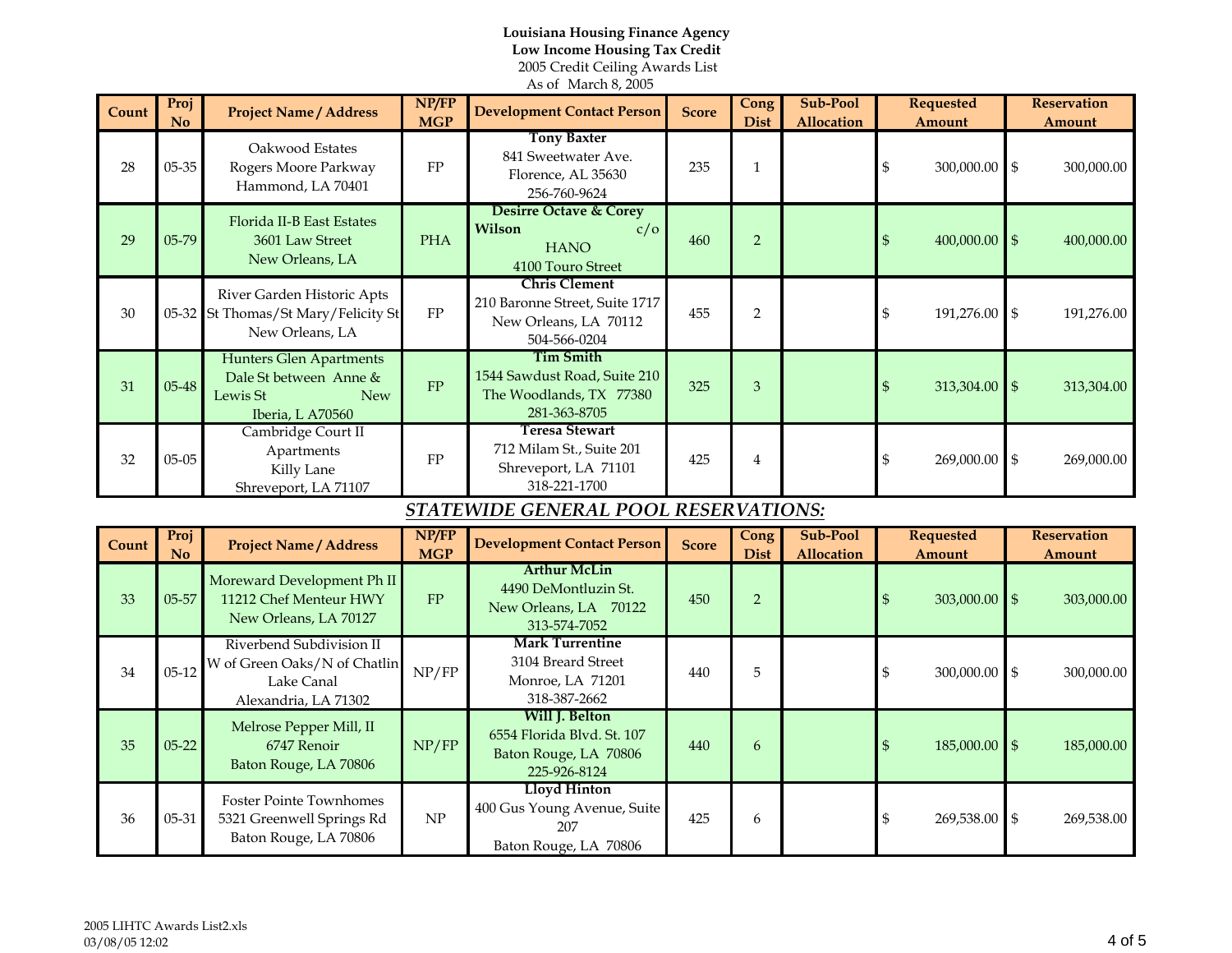**Louisiana Housing Finance Agency**
**Low Income Housing Tax Credit**
2005 Credit Ceiling Awards List
As of March 8, 2005

| Count | Proj No | Project Name / Address | NP/FP MGP | Development Contact Person | Score | Cong Dist | Sub-Pool Allocation | Requested Amount | Reservation Amount |
|---|---|---|---|---|---|---|---|---|---|
| 28 | 05-35 | Oakwood Estates<br>Rogers Moore Parkway<br>Hammond, LA 70401 | FP | **Tony Baxter**<br>841 Sweetwater Ave.<br>Florence, AL 35630<br>256-760-9624 | 235 | 1 | | $ 300,000.00 | $ 300,000.00 |
| 29 | 05-79 | Florida II-B East Estates<br>3601 Law Street<br>New Orleans, LA | PHA | **Desirre Octave & Corey Wilson** c/o HANO<br>4100 Touro Street | 460 | 2 | | $ 400,000.00 | $ 400,000.00 |
| 30 | 05-32 | River Garden Historic Apts<br>St Thomas/St Mary/Felicity St<br>New Orleans, LA | FP | **Chris Clement**<br>210 Baronne Street, Suite 1717<br>New Orleans, LA 70112<br>504-566-0204 | 455 | 2 | | $ 191,276.00 | $ 191,276.00 |
| 31 | 05-48 | Hunters Glen Apartments<br>Dale St between Anne & Lewis St New Iberia, L A70560 | FP | **Tim Smith**<br>1544 Sawdust Road, Suite 210<br>The Woodlands, TX 77380<br>281-363-8705 | 325 | 3 | | $ 313,304.00 | $ 313,304.00 |
| 32 | 05-05 | Cambridge Court II Apartments<br>Killy Lane<br>Shreveport, LA 71107 | FP | **Teresa Stewart**<br>712 Milam St., Suite 201<br>Shreveport, LA 71101<br>318-221-1700 | 425 | 4 | | $ 269,000.00 | $ 269,000.00 |

## *STATEWIDE GENERAL POOL RESERVATIONS:*

| Count | Proj No | Project Name / Address | NP/FP MGP | Development Contact Person | Score | Cong Dist | Sub-Pool Allocation | Requested Amount | Reservation Amount |
|---|---|---|---|---|---|---|---|---|---|
| 33 | 05-57 | Moreward Development Ph II<br>11212 Chef Menteur HWY<br>New Orleans, LA 70127 | FP | **Arthur McLin**<br>4490 DeMontluzin St.<br>New Orleans, LA 70122<br>313-574-7052 | 450 | 2 | | $ 303,000.00 | $ 303,000.00 |
| 34 | 05-12 | Riverbend Subdivision II<br>W of Green Oaks/N of Chatlin Lake Canal<br>Alexandria, LA 71302 | NP/FP | **Mark Turrentine**<br>3104 Breard Street<br>Monroe, LA 71201<br>318-387-2662 | 440 | 5 | | $ 300,000.00 | $ 300,000.00 |
| 35 | 05-22 | Melrose Pepper Mill, II<br>6747 Renoir<br>Baton Rouge, LA 70806 | NP/FP | **Will J. Belton**<br>6554 Florida Blvd. St. 107<br>Baton Rouge, LA 70806<br>225-926-8124 | 440 | 6 | | $ 185,000.00 | $ 185,000.00 |
| 36 | 05-31 | Foster Pointe Townhomes<br>5321 Greenwell Springs Rd<br>Baton Rouge, LA 70806 | NP | **Lloyd Hinton**<br>400 Gus Young Avenue, Suite 207<br>Baton Rouge, LA 70806 | 425 | 6 | | $ 269,538.00 | $ 269,538.00 |

2005 LIHTC Awards List2.xls
03/08/05 12:02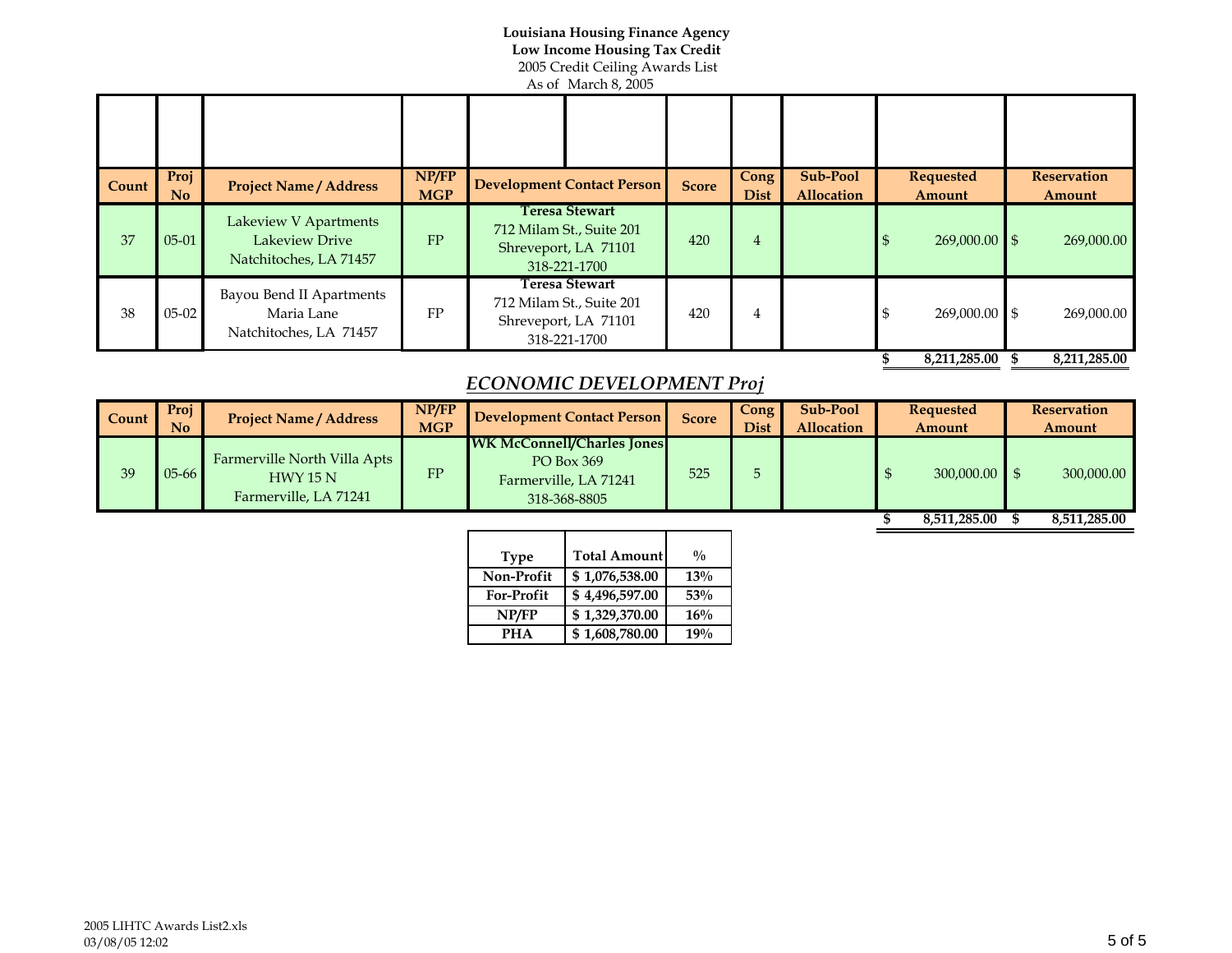**Louisiana Housing Finance Agency**
**Low Income Housing Tax Credit**
2005 Credit Ceiling Awards List
As of March 8, 2005

| Count | Proj No | Project Name / Address | NP/FP MGP | Development Contact Person | Score | Cong Dist | Sub-Pool Allocation | Requested Amount | Reservation Amount |
|---|---|---|---|---|---|---|---|---|---|
| 37 | 05-01 | Lakeview V Apartments<br>Lakeview Drive<br>Natchitoches, LA 71457 | FP | **Teresa Stewart**<br>712 Milam St., Suite 201<br>Shreveport, LA 71101<br>318-221-1700 | 420 | 4 | | $ 269,000.00 | $ 269,000.00 |
| 38 | 05-02 | Bayou Bend II Apartments<br>Maria Lane<br>Natchitoches, LA 71457 | FP | **Teresa Stewart**<br>712 Milam St., Suite 201<br>Shreveport, LA 71101<br>318-221-1700 | 420 | 4 | | $ 269,000.00 | $ 269,000.00 |
| | | | | | | | | **$ 8,211,285.00** | **$ 8,211,285.00** |

## *ECONOMIC DEVELOPMENT Proj*

| Count | Proj No | Project Name / Address | NP/FP MGP | Development Contact Person | Score | Cong Dist | Sub-Pool Allocation | Requested Amount | Reservation Amount |
|---|---|---|---|---|---|---|---|---|---|
| 39 | 05-66 | Farmerville North Villa Apts<br>HWY 15 N<br>Farmerville, LA 71241 | FP | **WK McConnell/Charles Jones**<br>PO Box 369<br>Farmerville, LA 71241<br>318-368-8805 | 525 | 5 | | $ 300,000.00 | $ 300,000.00 |
| | | | | | | | | **$ 8,511,285.00** | **$ 8,511,285.00** |

| Type | Total Amount | % |
|---|---|---|
| **Non-Profit** | **$ 1,076,538.00** | **13%** |
| **For-Profit** | **$ 4,496,597.00** | **53%** |
| **NP/FP** | **$ 1,329,370.00** | **16%** |
| **PHA** | **$ 1,608,780.00** | **19%** |

2005 LIHTC Awards List2.xls
03/08/05 12:02